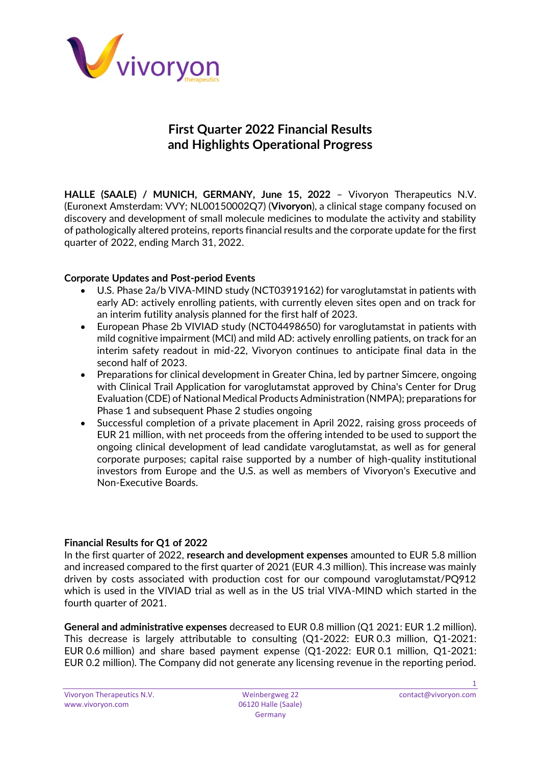# First Quarter 2022 Financial Results and Highlights Operational Progress

**HALLE (SAALE) / MUNICH, GERMANY, June 15, 2022** – Vivoryon Therapeutics N.V. (Euronext Amsterdam: VVY; NL00150002Q7) (**Vivoryon**), a clinical stage company focused on discovery and development of small molecule medicines to modulate the activity and stability of pathologically altered proteins, reports financial results and the corporate update for the first quarter of 2022, ending March 31, 2022.

**Corporate Updates and Post-period Events**

- U.S. Phase 2a/b VIVA-MIND study (NCT03919162) for varoglutamstat in patients with early AD: actively enrolling patients, with currently eleven sites open and on track for an interim futility analysis planned for the first half of 2023.
- European Phase 2b VIVIAD study (NCT04498650) for varoglutamstat in patients with mild cognitive impairment (MCI) and mild AD: actively enrolling patients, on track for an interim safety readout in mid-22, Vivoryon continues to anticipate final data in the second half of 2023.
- Preparations for clinical development in Greater China, led by partner Simcere, ongoing with Clinical Trail Application for varoglutamstat approved by China's Center for Drug Evaluation (CDE) of National Medical Products Administration (NMPA); preparations for Phase 1 and subsequent Phase 2 studies ongoing
- Successful completion of a private placement in April 2022, raising gross proceeds of EUR 21 million, with net proceeds from the offering intended to be used to support the ongoing clinical development of lead candidate varoglutamstat, as well as for general corporate purposes; capital raise supported by a number of high-quality institutional investors from Europe and the U.S. as well as members of Vivoryon's Executive and Non-Executive Boards.

**Financial Results for Q1 of 2022**

In the first quarter of 2022, **research and development expenses** amounted to EUR 5.8 million and increased compared to the first quarter of 2021 (EUR 4.3 million). This increase was mainly driven by costs associated with production cost for our compound varoglutamstat/PQ912 which is used in the VIVIAD trial as well as in the US trial VIVA-MIND which started in the fourth quarter of 2021.

**General and administrative expenses** decreased to EUR 0.8 million (Q1 2021: EUR 1.2 million). This decrease is largely attributable to consulting (Q1-2022: EUR 0.3 million, Q1-2021: EUR 0.6 million) and share based payment expense (Q1-2022: EUR 0.1 million, Q1-2021: EUR 0.2 million). The Company did not generate any licensing revenue in the reporting period.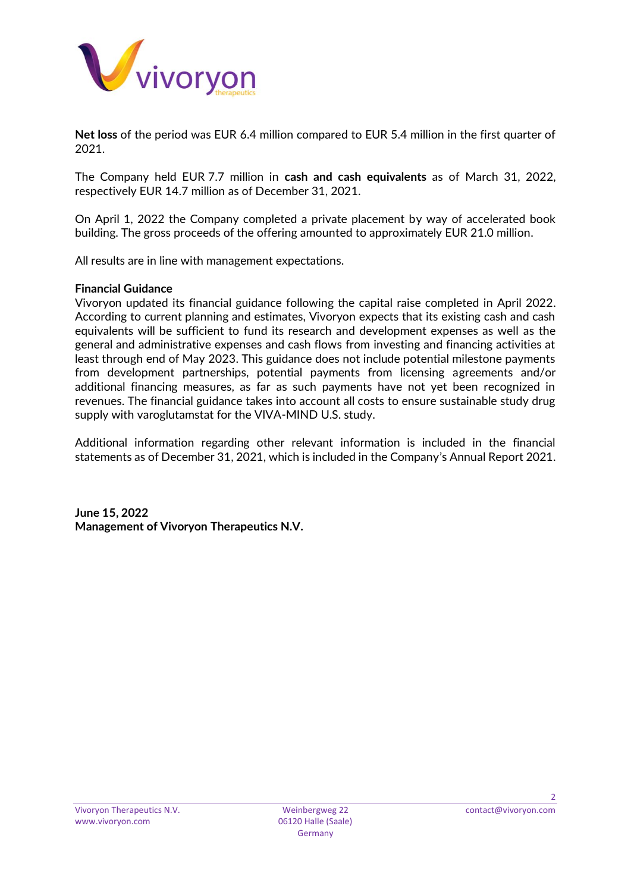**Net loss** of the period was EUR 6.4 million compared to EUR 5.4 million in the first quarter of 2021.

The Company held EUR 7.7 million in **cash and cash equivalents** as of March 31, 2022, respectively EUR 14.7 million as of December 31, 2021.

On April 1, 2022 the Company completed a private placement by way of accelerated book building. The gross proceeds of the offering amounted to approximately EUR 21.0 million.

All results are in line with management expectations.

**Financial Guidance**
Vivoryon updated its financial guidance following the capital raise completed in April 2022. According to current planning and estimates, Vivoryon expects that its existing cash and cash equivalents will be sufficient to fund its research and development expenses as well as the general and administrative expenses and cash flows from investing and financing activities at least through end of May 2023. This guidance does not include potential milestone payments from development partnerships, potential payments from licensing agreements and/or additional financing measures, as far as such payments have not yet been recognized in revenues. The financial guidance takes into account all costs to ensure sustainable study drug supply with varoglutamstat for the VIVA-MIND U.S. study.

Additional information regarding other relevant information is included in the financial statements as of December 31, 2021, which is included in the Company's Annual Report 2021.

**June 15, 2022**
**Management of Vivoryon Therapeutics N.V.**